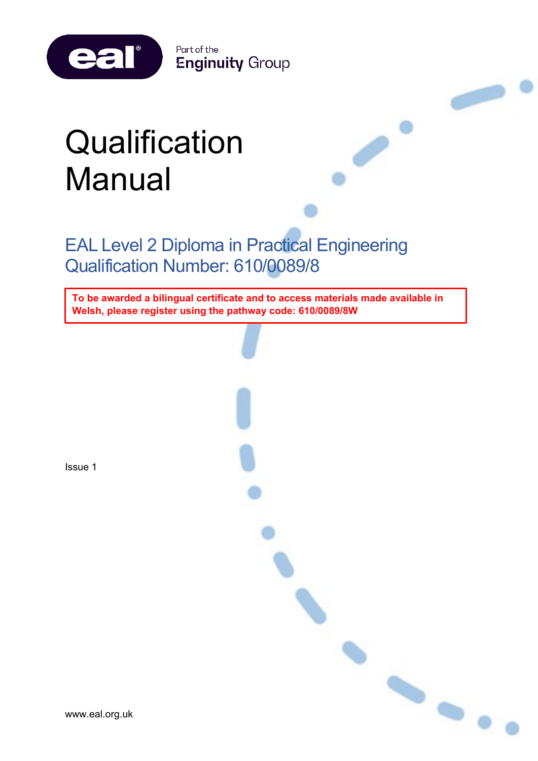eal Part of the Enginuity Group

# Qualification Manual

## EAL Level 2 Diploma in Practical Engineering
## Qualification Number: 610/0089/8

**To be awarded a bilingual certificate and to access materials made available in Welsh, please register using the pathway code: 610/0089/8W**

Issue 1

www.eal.org.uk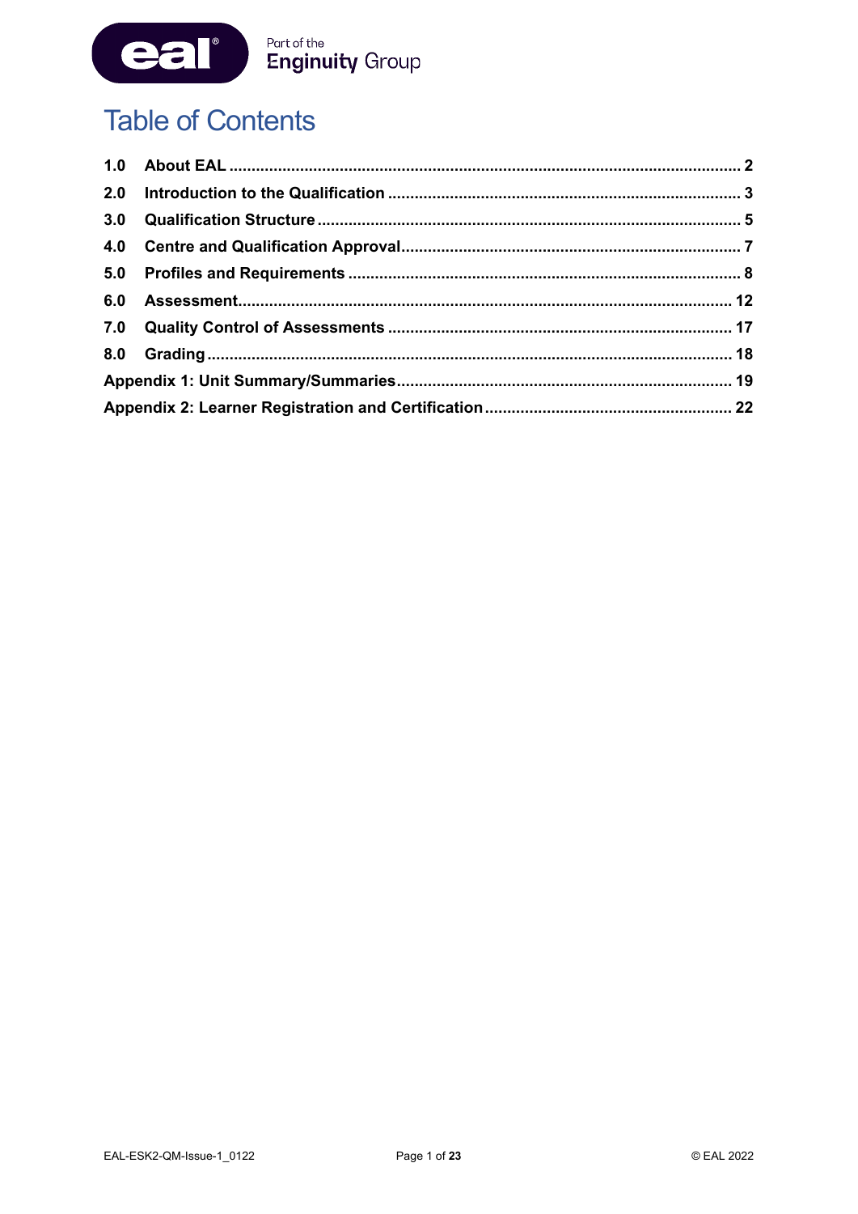# Table of Contents

| | | |
|---|---|---|
| **1.0** | **About EAL** | **2** |
| **2.0** | **Introduction to the Qualification** | **3** |
| **3.0** | **Qualification Structure** | **5** |
| **4.0** | **Centre and Qualification Approval** | **7** |
| **5.0** | **Profiles and Requirements** | **8** |
| **6.0** | **Assessment** | **12** |
| **7.0** | **Quality Control of Assessments** | **17** |
| **8.0** | **Grading** | **18** |
| **Appendix 1: Unit Summary/Summaries** | | **19** |
| **Appendix 2: Learner Registration and Certification** | | **22** |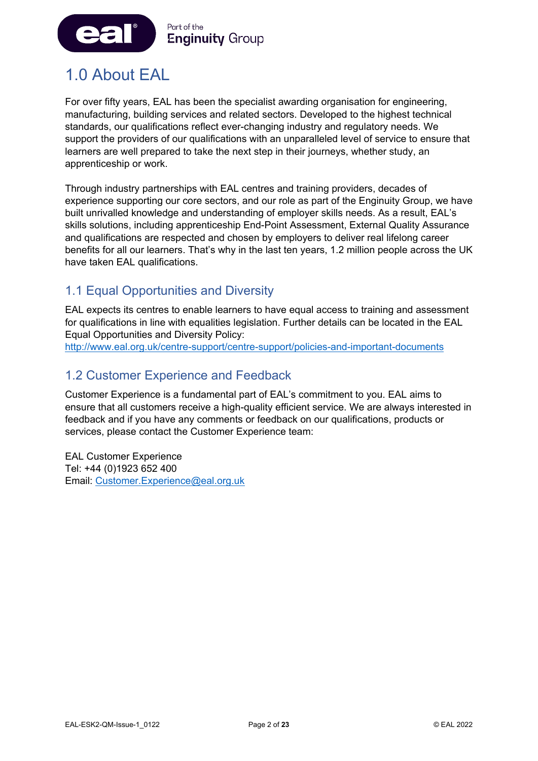# 1.0 About EAL

For over fifty years, EAL has been the specialist awarding organisation for engineering, manufacturing, building services and related sectors. Developed to the highest technical standards, our qualifications reflect ever-changing industry and regulatory needs. We support the providers of our qualifications with an unparalleled level of service to ensure that learners are well prepared to take the next step in their journeys, whether study, an apprenticeship or work.

Through industry partnerships with EAL centres and training providers, decades of experience supporting our core sectors, and our role as part of the Enginuity Group, we have built unrivalled knowledge and understanding of employer skills needs. As a result, EAL's skills solutions, including apprenticeship End-Point Assessment, External Quality Assurance and qualifications are respected and chosen by employers to deliver real lifelong career benefits for all our learners. That's why in the last ten years, 1.2 million people across the UK have taken EAL qualifications.

## 1.1 Equal Opportunities and Diversity

EAL expects its centres to enable learners to have equal access to training and assessment for qualifications in line with equalities legislation. Further details can be located in the EAL Equal Opportunities and Diversity Policy:
http://www.eal.org.uk/centre-support/centre-support/policies-and-important-documents

## 1.2 Customer Experience and Feedback

Customer Experience is a fundamental part of EAL's commitment to you. EAL aims to ensure that all customers receive a high-quality efficient service. We are always interested in feedback and if you have any comments or feedback on our qualifications, products or services, please contact the Customer Experience team:

EAL Customer Experience
Tel: +44 (0)1923 652 400
Email: Customer.Experience@eal.org.uk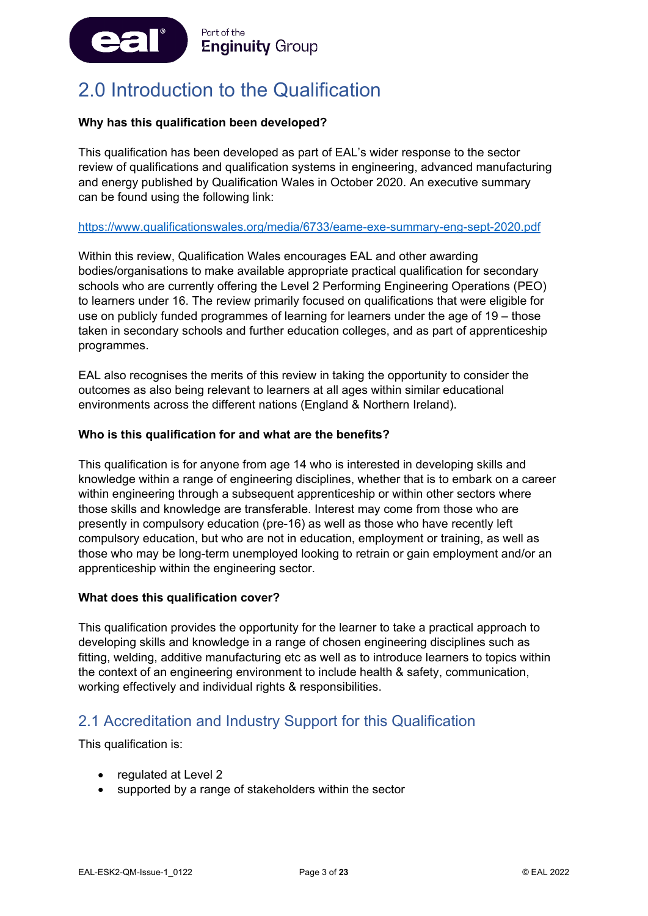# 2.0 Introduction to the Qualification

**Why has this qualification been developed?**

This qualification has been developed as part of EAL's wider response to the sector review of qualifications and qualification systems in engineering, advanced manufacturing and energy published by Qualification Wales in October 2020. An executive summary can be found using the following link:

https://www.qualificationswales.org/media/6733/eame-exe-summary-eng-sept-2020.pdf

Within this review, Qualification Wales encourages EAL and other awarding bodies/organisations to make available appropriate practical qualification for secondary schools who are currently offering the Level 2 Performing Engineering Operations (PEO) to learners under 16. The review primarily focused on qualifications that were eligible for use on publicly funded programmes of learning for learners under the age of 19 – those taken in secondary schools and further education colleges, and as part of apprenticeship programmes.

EAL also recognises the merits of this review in taking the opportunity to consider the outcomes as also being relevant to learners at all ages within similar educational environments across the different nations (England & Northern Ireland).

**Who is this qualification for and what are the benefits?**

This qualification is for anyone from age 14 who is interested in developing skills and knowledge within a range of engineering disciplines, whether that is to embark on a career within engineering through a subsequent apprenticeship or within other sectors where those skills and knowledge are transferable. Interest may come from those who are presently in compulsory education (pre-16) as well as those who have recently left compulsory education, but who are not in education, employment or training, as well as those who may be long-term unemployed looking to retrain or gain employment and/or an apprenticeship within the engineering sector.

**What does this qualification cover?**

This qualification provides the opportunity for the learner to take a practical approach to developing skills and knowledge in a range of chosen engineering disciplines such as fitting, welding, additive manufacturing etc as well as to introduce learners to topics within the context of an engineering environment to include health & safety, communication, working effectively and individual rights & responsibilities.

## 2.1 Accreditation and Industry Support for this Qualification

This qualification is:

- regulated at Level 2
- supported by a range of stakeholders within the sector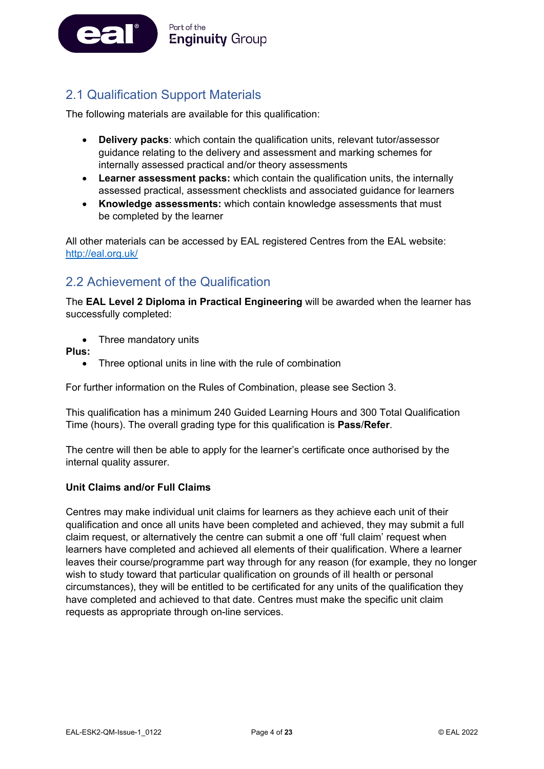## 2.1 Qualification Support Materials

The following materials are available for this qualification:

- **Delivery packs**: which contain the qualification units, relevant tutor/assessor guidance relating to the delivery and assessment and marking schemes for internally assessed practical and/or theory assessments
- **Learner assessment packs:** which contain the qualification units, the internally assessed practical, assessment checklists and associated guidance for learners
- **Knowledge assessments:** which contain knowledge assessments that must be completed by the learner

All other materials can be accessed by EAL registered Centres from the EAL website: http://eal.org.uk/

## 2.2 Achievement of the Qualification

The **EAL Level 2 Diploma in Practical Engineering** will be awarded when the learner has successfully completed:

- Three mandatory units

**Plus:**

- Three optional units in line with the rule of combination

For further information on the Rules of Combination, please see Section 3.

This qualification has a minimum 240 Guided Learning Hours and 300 Total Qualification Time (hours). The overall grading type for this qualification is **Pass**/**Refer**.

The centre will then be able to apply for the learner's certificate once authorised by the internal quality assurer.

**Unit Claims and/or Full Claims**

Centres may make individual unit claims for learners as they achieve each unit of their qualification and once all units have been completed and achieved, they may submit a full claim request, or alternatively the centre can submit a one off 'full claim' request when learners have completed and achieved all elements of their qualification. Where a learner leaves their course/programme part way through for any reason (for example, they no longer wish to study toward that particular qualification on grounds of ill health or personal circumstances), they will be entitled to be certificated for any units of the qualification they have completed and achieved to that date. Centres must make the specific unit claim requests as appropriate through on-line services.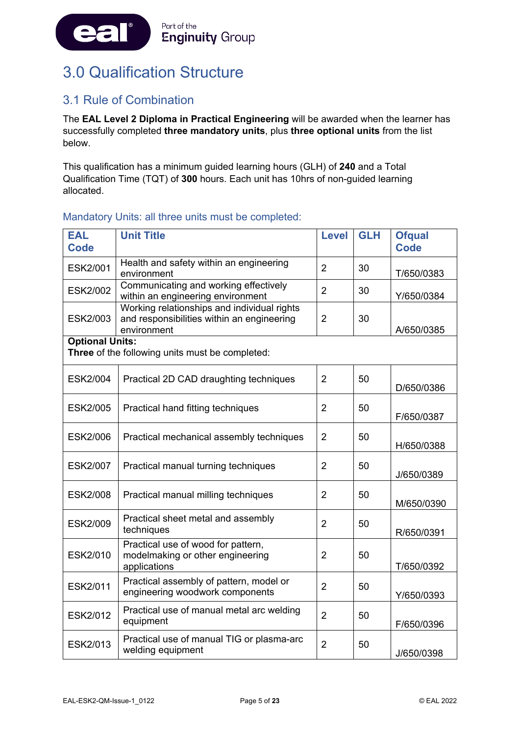# 3.0 Qualification Structure

## 3.1 Rule of Combination

The **EAL Level 2 Diploma in Practical Engineering** will be awarded when the learner has successfully completed **three mandatory units**, plus **three optional units** from the list below.

This qualification has a minimum guided learning hours (GLH) of **240** and a Total Qualification Time (TQT) of **300** hours. Each unit has 10hrs of non-guided learning allocated.

### Mandatory Units: all three units must be completed:

| EAL Code | Unit Title | Level | GLH | Ofqual Code |
|---|---|---|---|---|
| ESK2/001 | Health and safety within an engineering environment | 2 | 30 | T/650/0383 |
| ESK2/002 | Communicating and working effectively within an engineering environment | 2 | 30 | Y/650/0384 |
| ESK2/003 | Working relationships and individual rights and responsibilities within an engineering environment | 2 | 30 | A/650/0385 |
| **Optional Units:** **Three** of the following units must be completed: | | | | |
| ESK2/004 | Practical 2D CAD draughting techniques | 2 | 50 | D/650/0386 |
| ESK2/005 | Practical hand fitting techniques | 2 | 50 | F/650/0387 |
| ESK2/006 | Practical mechanical assembly techniques | 2 | 50 | H/650/0388 |
| ESK2/007 | Practical manual turning techniques | 2 | 50 | J/650/0389 |
| ESK2/008 | Practical manual milling techniques | 2 | 50 | M/650/0390 |
| ESK2/009 | Practical sheet metal and assembly techniques | 2 | 50 | R/650/0391 |
| ESK2/010 | Practical use of wood for pattern, modelmaking or other engineering applications | 2 | 50 | T/650/0392 |
| ESK2/011 | Practical assembly of pattern, model or engineering woodwork components | 2 | 50 | Y/650/0393 |
| ESK2/012 | Practical use of manual metal arc welding equipment | 2 | 50 | F/650/0396 |
| ESK2/013 | Practical use of manual TIG or plasma-arc welding equipment | 2 | 50 | J/650/0398 |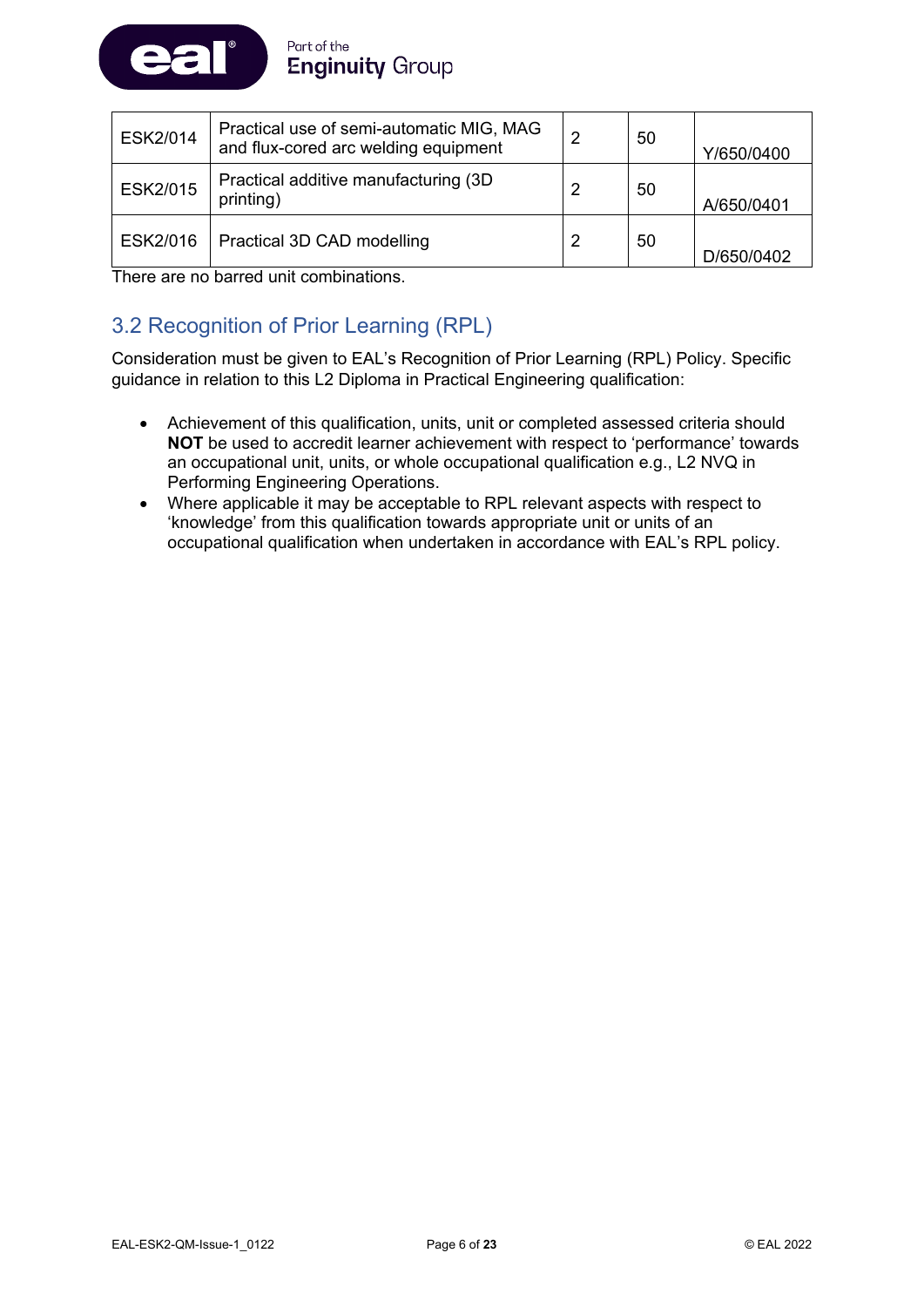| | | | | |
|---|---|---|---|---|
| ESK2/014 | Practical use of semi-automatic MIG, MAG and flux-cored arc welding equipment | 2 | 50 | Y/650/0400 |
| ESK2/015 | Practical additive manufacturing (3D printing) | 2 | 50 | A/650/0401 |
| ESK2/016 | Practical 3D CAD modelling | 2 | 50 | D/650/0402 |

There are no barred unit combinations.

## 3.2 Recognition of Prior Learning (RPL)

Consideration must be given to EAL's Recognition of Prior Learning (RPL) Policy. Specific guidance in relation to this L2 Diploma in Practical Engineering qualification:

- Achievement of this qualification, units, unit or completed assessed criteria should **NOT** be used to accredit learner achievement with respect to 'performance' towards an occupational unit, units, or whole occupational qualification e.g., L2 NVQ in Performing Engineering Operations.
- Where applicable it may be acceptable to RPL relevant aspects with respect to 'knowledge' from this qualification towards appropriate unit or units of an occupational qualification when undertaken in accordance with EAL's RPL policy.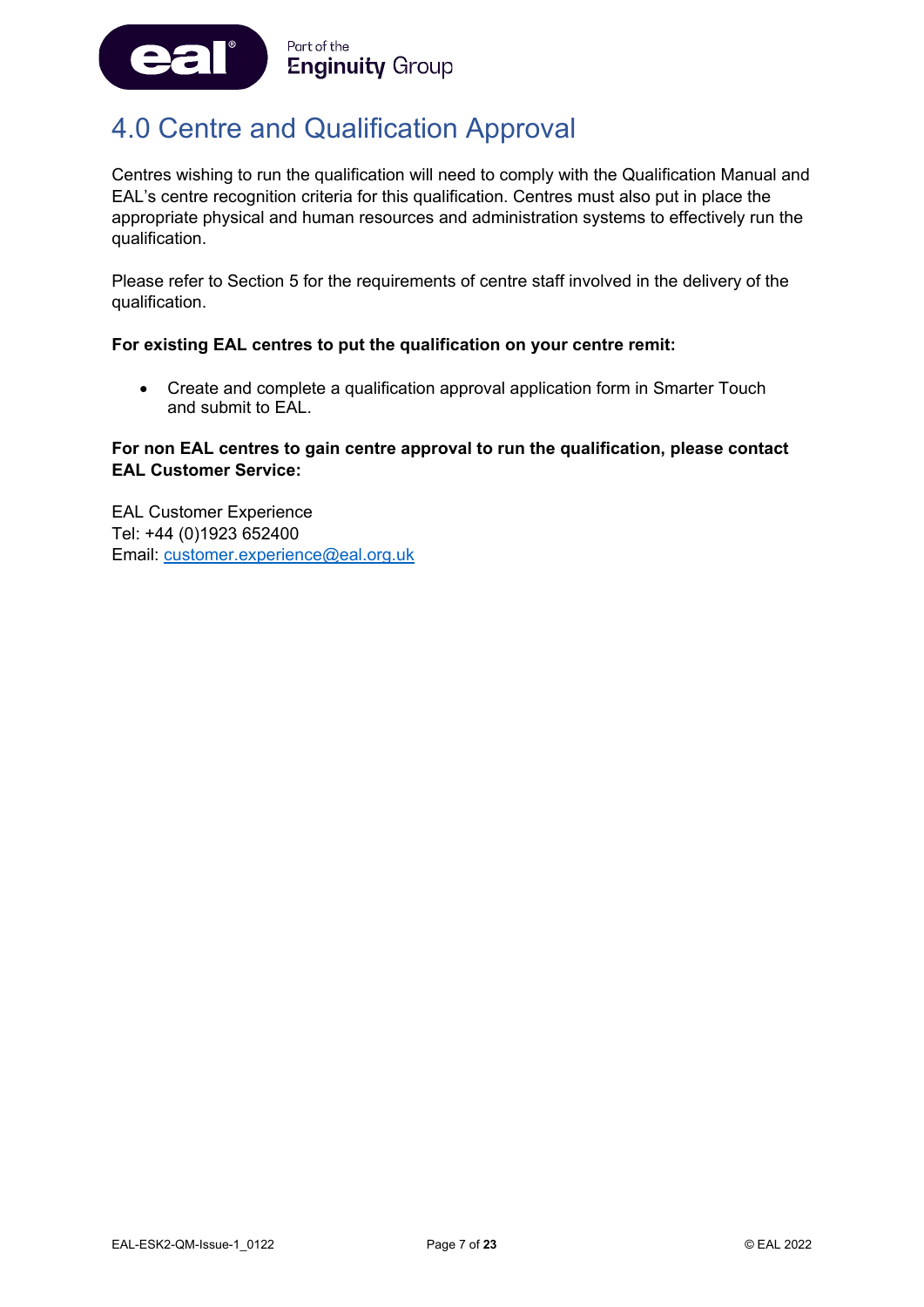# 4.0 Centre and Qualification Approval

Centres wishing to run the qualification will need to comply with the Qualification Manual and EAL's centre recognition criteria for this qualification. Centres must also put in place the appropriate physical and human resources and administration systems to effectively run the qualification.

Please refer to Section 5 for the requirements of centre staff involved in the delivery of the qualification.

**For existing EAL centres to put the qualification on your centre remit:**

- Create and complete a qualification approval application form in Smarter Touch and submit to EAL.

**For non EAL centres to gain centre approval to run the qualification, please contact EAL Customer Service:**

EAL Customer Experience
Tel: +44 (0)1923 652400
Email: customer.experience@eal.org.uk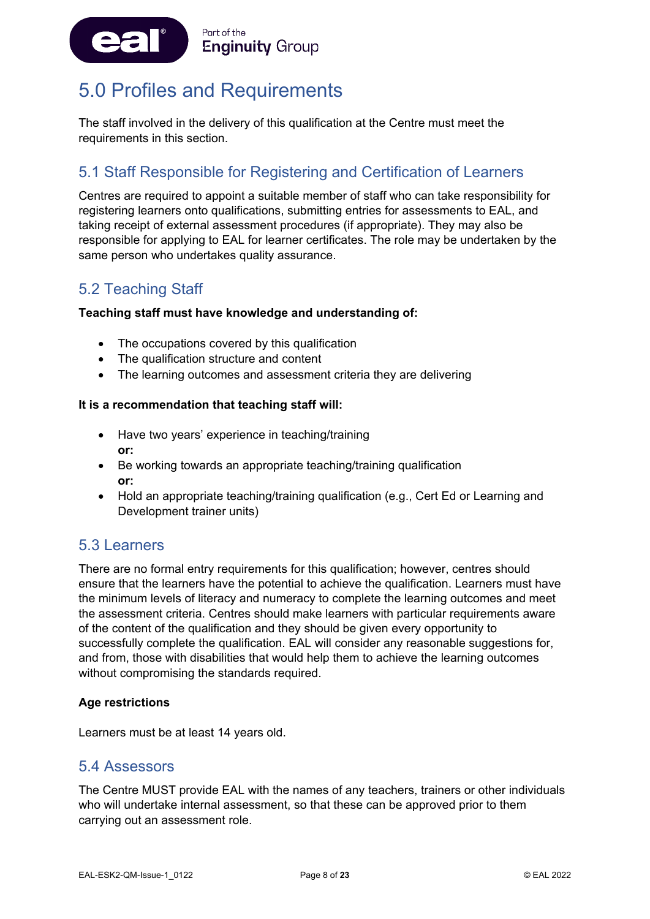# 5.0 Profiles and Requirements

The staff involved in the delivery of this qualification at the Centre must meet the requirements in this section.

## 5.1 Staff Responsible for Registering and Certification of Learners

Centres are required to appoint a suitable member of staff who can take responsibility for registering learners onto qualifications, submitting entries for assessments to EAL, and taking receipt of external assessment procedures (if appropriate). They may also be responsible for applying to EAL for learner certificates. The role may be undertaken by the same person who undertakes quality assurance.

## 5.2 Teaching Staff

**Teaching staff must have knowledge and understanding of:**

- The occupations covered by this qualification
- The qualification structure and content
- The learning outcomes and assessment criteria they are delivering

**It is a recommendation that teaching staff will:**

- Have two years' experience in teaching/training
  **or:**
- Be working towards an appropriate teaching/training qualification
  **or:**
- Hold an appropriate teaching/training qualification (e.g., Cert Ed or Learning and Development trainer units)

## 5.3 Learners

There are no formal entry requirements for this qualification; however, centres should ensure that the learners have the potential to achieve the qualification. Learners must have the minimum levels of literacy and numeracy to complete the learning outcomes and meet the assessment criteria. Centres should make learners with particular requirements aware of the content of the qualification and they should be given every opportunity to successfully complete the qualification. EAL will consider any reasonable suggestions for, and from, those with disabilities that would help them to achieve the learning outcomes without compromising the standards required.

**Age restrictions**

Learners must be at least 14 years old.

## 5.4 Assessors

The Centre MUST provide EAL with the names of any teachers, trainers or other individuals who will undertake internal assessment, so that these can be approved prior to them carrying out an assessment role.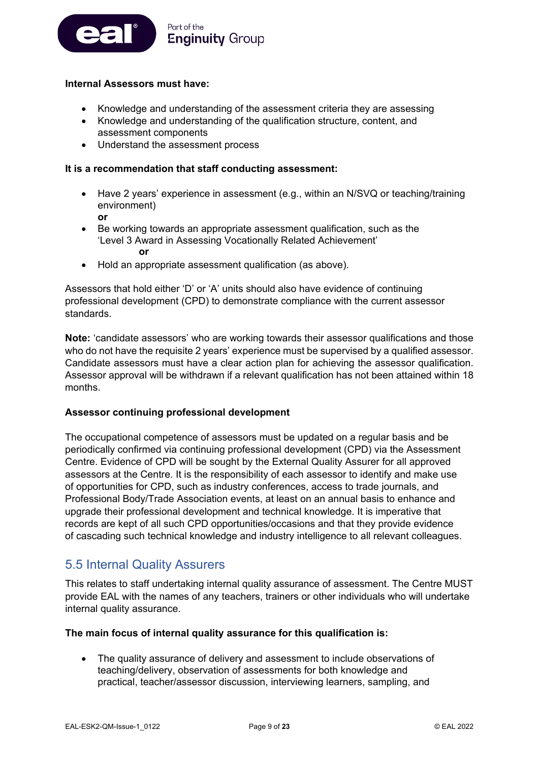**Internal Assessors must have:**

- Knowledge and understanding of the assessment criteria they are assessing
- Knowledge and understanding of the qualification structure, content, and assessment components
- Understand the assessment process

**It is a recommendation that staff conducting assessment:**

- Have 2 years' experience in assessment (e.g., within an N/SVQ or teaching/training environment)
  **or**
- Be working towards an appropriate assessment qualification, such as the 'Level 3 Award in Assessing Vocationally Related Achievement'
  **or**
- Hold an appropriate assessment qualification (as above).

Assessors that hold either 'D' or 'A' units should also have evidence of continuing professional development (CPD) to demonstrate compliance with the current assessor standards.

**Note:** 'candidate assessors' who are working towards their assessor qualifications and those who do not have the requisite 2 years' experience must be supervised by a qualified assessor. Candidate assessors must have a clear action plan for achieving the assessor qualification. Assessor approval will be withdrawn if a relevant qualification has not been attained within 18 months.

**Assessor continuing professional development**

The occupational competence of assessors must be updated on a regular basis and be periodically confirmed via continuing professional development (CPD) via the Assessment Centre. Evidence of CPD will be sought by the External Quality Assurer for all approved assessors at the Centre. It is the responsibility of each assessor to identify and make use of opportunities for CPD, such as industry conferences, access to trade journals, and Professional Body/Trade Association events, at least on an annual basis to enhance and upgrade their professional development and technical knowledge. It is imperative that records are kept of all such CPD opportunities/occasions and that they provide evidence of cascading such technical knowledge and industry intelligence to all relevant colleagues.

## 5.5 Internal Quality Assurers

This relates to staff undertaking internal quality assurance of assessment. The Centre MUST provide EAL with the names of any teachers, trainers or other individuals who will undertake internal quality assurance.

**The main focus of internal quality assurance for this qualification is:**

- The quality assurance of delivery and assessment to include observations of teaching/delivery, observation of assessments for both knowledge and practical, teacher/assessor discussion, interviewing learners, sampling, and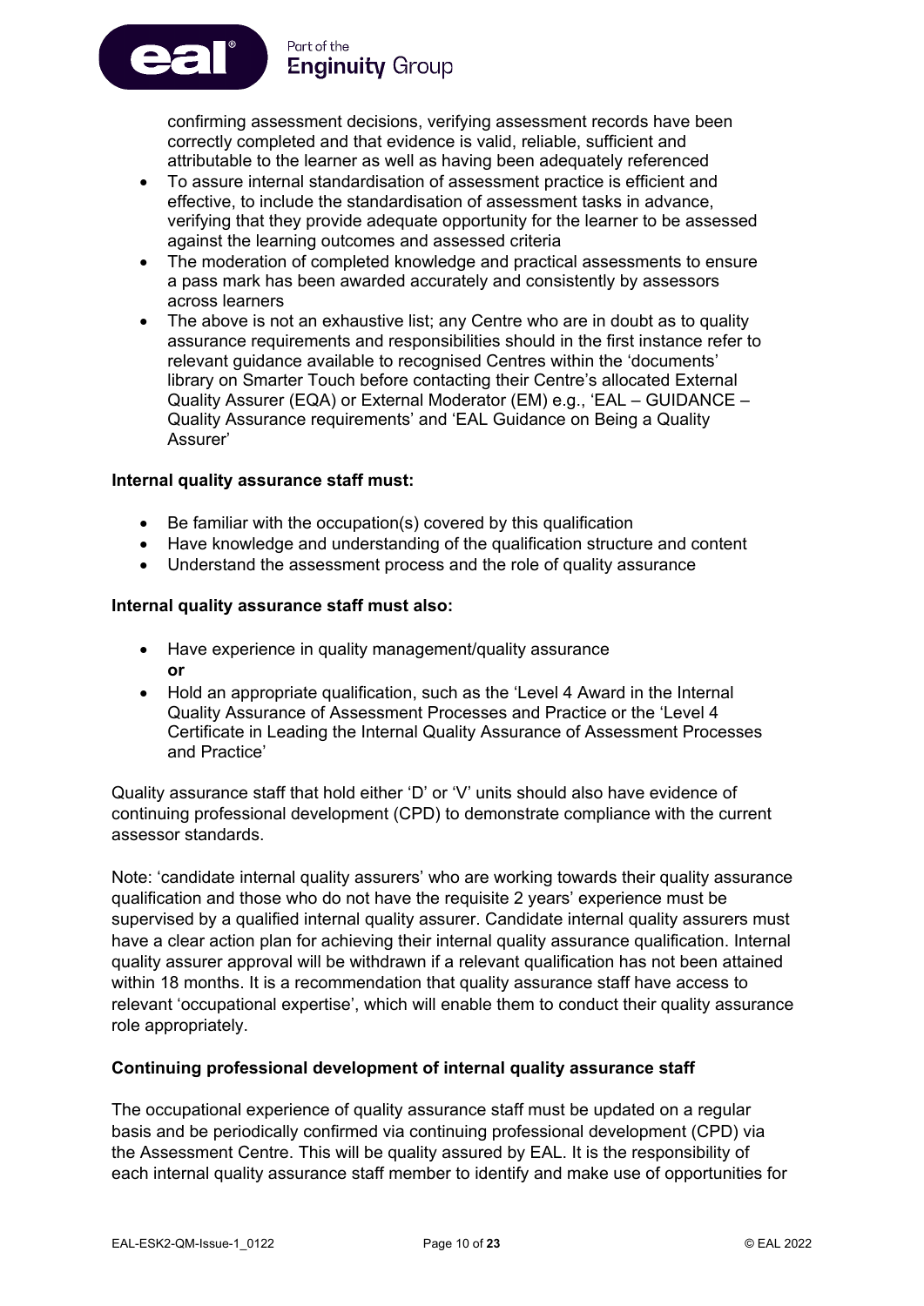confirming assessment decisions, verifying assessment records have been correctly completed and that evidence is valid, reliable, sufficient and attributable to the learner as well as having been adequately referenced

- To assure internal standardisation of assessment practice is efficient and effective, to include the standardisation of assessment tasks in advance, verifying that they provide adequate opportunity for the learner to be assessed against the learning outcomes and assessed criteria
- The moderation of completed knowledge and practical assessments to ensure a pass mark has been awarded accurately and consistently by assessors across learners
- The above is not an exhaustive list; any Centre who are in doubt as to quality assurance requirements and responsibilities should in the first instance refer to relevant guidance available to recognised Centres within the 'documents' library on Smarter Touch before contacting their Centre's allocated External Quality Assurer (EQA) or External Moderator (EM) e.g., 'EAL – GUIDANCE – Quality Assurance requirements' and 'EAL Guidance on Being a Quality Assurer'

**Internal quality assurance staff must:**

- Be familiar with the occupation(s) covered by this qualification
- Have knowledge and understanding of the qualification structure and content
- Understand the assessment process and the role of quality assurance

**Internal quality assurance staff must also:**

- Have experience in quality management/quality assurance
  **or**
- Hold an appropriate qualification, such as the 'Level 4 Award in the Internal Quality Assurance of Assessment Processes and Practice or the 'Level 4 Certificate in Leading the Internal Quality Assurance of Assessment Processes and Practice'

Quality assurance staff that hold either 'D' or 'V' units should also have evidence of continuing professional development (CPD) to demonstrate compliance with the current assessor standards.

Note: 'candidate internal quality assurers' who are working towards their quality assurance qualification and those who do not have the requisite 2 years' experience must be supervised by a qualified internal quality assurer. Candidate internal quality assurers must have a clear action plan for achieving their internal quality assurance qualification. Internal quality assurer approval will be withdrawn if a relevant qualification has not been attained within 18 months. It is a recommendation that quality assurance staff have access to relevant 'occupational expertise', which will enable them to conduct their quality assurance role appropriately.

**Continuing professional development of internal quality assurance staff**

The occupational experience of quality assurance staff must be updated on a regular basis and be periodically confirmed via continuing professional development (CPD) via the Assessment Centre. This will be quality assured by EAL. It is the responsibility of each internal quality assurance staff member to identify and make use of opportunities for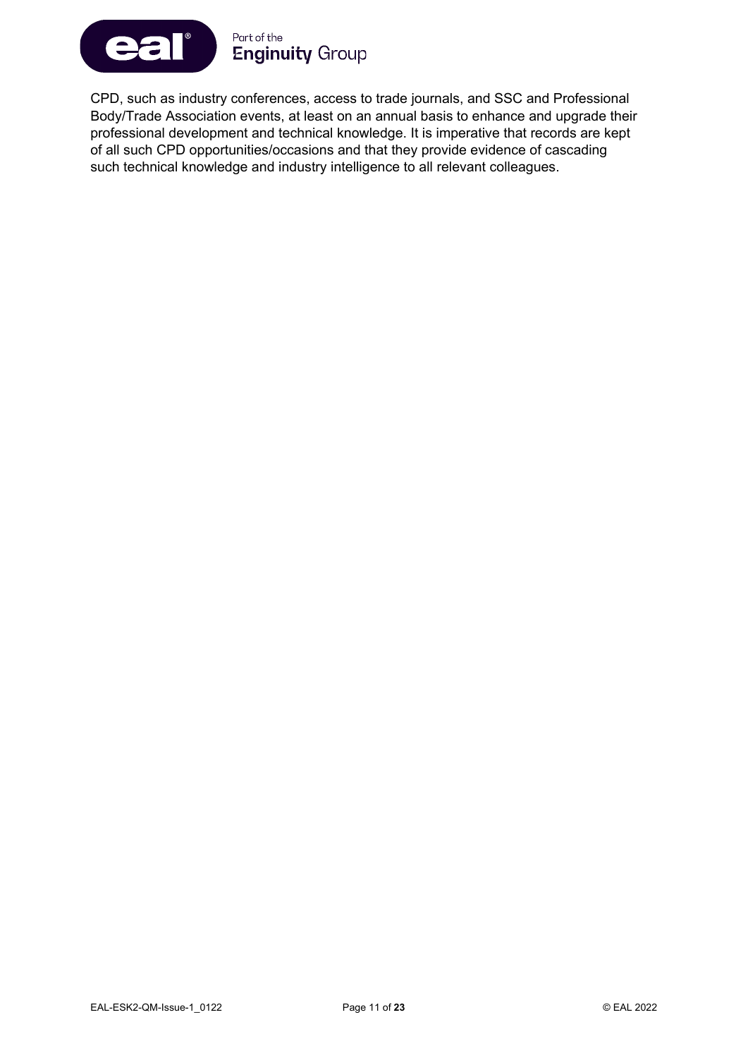CPD, such as industry conferences, access to trade journals, and SSC and Professional Body/Trade Association events, at least on an annual basis to enhance and upgrade their professional development and technical knowledge. It is imperative that records are kept of all such CPD opportunities/occasions and that they provide evidence of cascading such technical knowledge and industry intelligence to all relevant colleagues.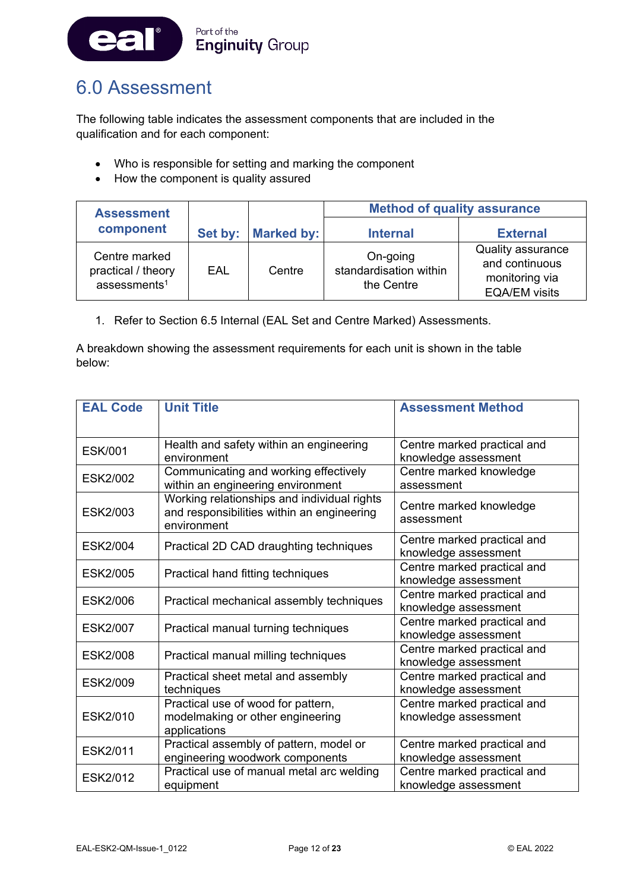# 6.0 Assessment

The following table indicates the assessment components that are included in the qualification and for each component:

- Who is responsible for setting and marking the component
- How the component is quality assured

| Assessment component | Set by: | Marked by: | Method of quality assurance | |
|---|---|---|---|---|
| | | | Internal | External |
| Centre marked practical / theory assessments[1] | EAL | Centre | On-going standardisation within the Centre | Quality assurance and continuous monitoring via EQA/EM visits |

1. Refer to Section 6.5 Internal (EAL Set and Centre Marked) Assessments.

A breakdown showing the assessment requirements for each unit is shown in the table below:

| EAL Code | Unit Title | Assessment Method |
|---|---|---|
| ESK/001 | Health and safety within an engineering environment | Centre marked practical and knowledge assessment |
| ESK2/002 | Communicating and working effectively within an engineering environment | Centre marked knowledge assessment |
| ESK2/003 | Working relationships and individual rights and responsibilities within an engineering environment | Centre marked knowledge assessment |
| ESK2/004 | Practical 2D CAD draughting techniques | Centre marked practical and knowledge assessment |
| ESK2/005 | Practical hand fitting techniques | Centre marked practical and knowledge assessment |
| ESK2/006 | Practical mechanical assembly techniques | Centre marked practical and knowledge assessment |
| ESK2/007 | Practical manual turning techniques | Centre marked practical and knowledge assessment |
| ESK2/008 | Practical manual milling techniques | Centre marked practical and knowledge assessment |
| ESK2/009 | Practical sheet metal and assembly techniques | Centre marked practical and knowledge assessment |
| ESK2/010 | Practical use of wood for pattern, modelmaking or other engineering applications | Centre marked practical and knowledge assessment |
| ESK2/011 | Practical assembly of pattern, model or engineering woodwork components | Centre marked practical and knowledge assessment |
| ESK2/012 | Practical use of manual metal arc welding equipment | Centre marked practical and knowledge assessment |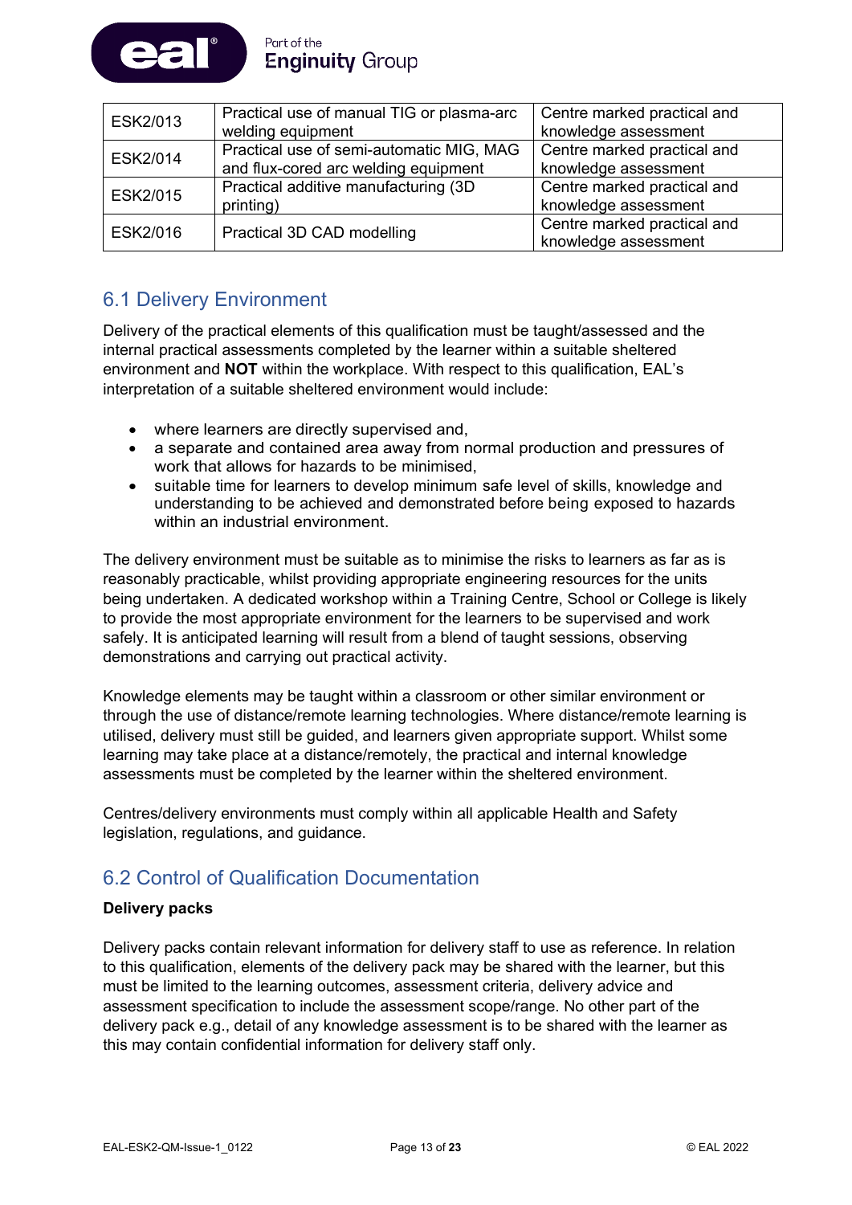| ESK2/013 | Practical use of manual TIG or plasma-arc welding equipment | Centre marked practical and knowledge assessment |
|---|---|---|
| ESK2/014 | Practical use of semi-automatic MIG, MAG and flux-cored arc welding equipment | Centre marked practical and knowledge assessment |
| ESK2/015 | Practical additive manufacturing (3D printing) | Centre marked practical and knowledge assessment |
| ESK2/016 | Practical 3D CAD modelling | Centre marked practical and knowledge assessment |

## 6.1 Delivery Environment

Delivery of the practical elements of this qualification must be taught/assessed and the internal practical assessments completed by the learner within a suitable sheltered environment and **NOT** within the workplace. With respect to this qualification, EAL's interpretation of a suitable sheltered environment would include:

- where learners are directly supervised and,
- a separate and contained area away from normal production and pressures of work that allows for hazards to be minimised,
- suitable time for learners to develop minimum safe level of skills, knowledge and understanding to be achieved and demonstrated before being exposed to hazards within an industrial environment.

The delivery environment must be suitable as to minimise the risks to learners as far as is reasonably practicable, whilst providing appropriate engineering resources for the units being undertaken. A dedicated workshop within a Training Centre, School or College is likely to provide the most appropriate environment for the learners to be supervised and work safely. It is anticipated learning will result from a blend of taught sessions, observing demonstrations and carrying out practical activity.

Knowledge elements may be taught within a classroom or other similar environment or through the use of distance/remote learning technologies. Where distance/remote learning is utilised, delivery must still be guided, and learners given appropriate support. Whilst some learning may take place at a distance/remotely, the practical and internal knowledge assessments must be completed by the learner within the sheltered environment.

Centres/delivery environments must comply within all applicable Health and Safety legislation, regulations, and guidance.

## 6.2 Control of Qualification Documentation

**Delivery packs**

Delivery packs contain relevant information for delivery staff to use as reference. In relation to this qualification, elements of the delivery pack may be shared with the learner, but this must be limited to the learning outcomes, assessment criteria, delivery advice and assessment specification to include the assessment scope/range. No other part of the delivery pack e.g., detail of any knowledge assessment is to be shared with the learner as this may contain confidential information for delivery staff only.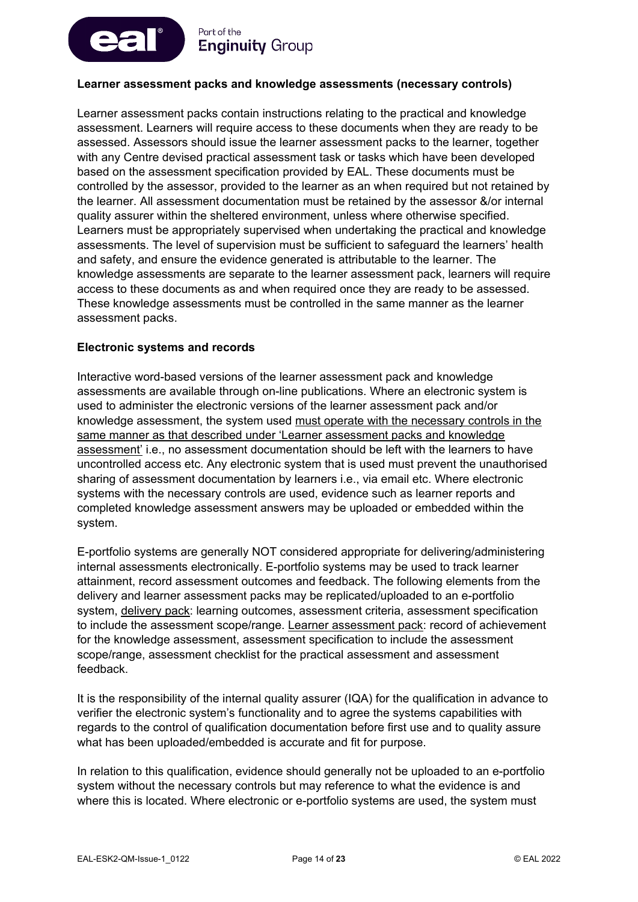**Learner assessment packs and knowledge assessments (necessary controls)**

Learner assessment packs contain instructions relating to the practical and knowledge assessment. Learners will require access to these documents when they are ready to be assessed. Assessors should issue the learner assessment packs to the learner, together with any Centre devised practical assessment task or tasks which have been developed based on the assessment specification provided by EAL. These documents must be controlled by the assessor, provided to the learner as an when required but not retained by the learner. All assessment documentation must be retained by the assessor &/or internal quality assurer within the sheltered environment, unless where otherwise specified. Learners must be appropriately supervised when undertaking the practical and knowledge assessments. The level of supervision must be sufficient to safeguard the learners' health and safety, and ensure the evidence generated is attributable to the learner. The knowledge assessments are separate to the learner assessment pack, learners will require access to these documents as and when required once they are ready to be assessed. These knowledge assessments must be controlled in the same manner as the learner assessment packs.

**Electronic systems and records**

Interactive word-based versions of the learner assessment pack and knowledge assessments are available through on-line publications. Where an electronic system is used to administer the electronic versions of the learner assessment pack and/or knowledge assessment, the system used <u>must operate with the necessary controls in the same manner as that described under 'Learner assessment packs and knowledge assessment'</u> i.e., no assessment documentation should be left with the learners to have uncontrolled access etc. Any electronic system that is used must prevent the unauthorised sharing of assessment documentation by learners i.e., via email etc. Where electronic systems with the necessary controls are used, evidence such as learner reports and completed knowledge assessment answers may be uploaded or embedded within the system.

E-portfolio systems are generally NOT considered appropriate for delivering/administering internal assessments electronically. E-portfolio systems may be used to track learner attainment, record assessment outcomes and feedback. The following elements from the delivery and learner assessment packs may be replicated/uploaded to an e-portfolio system, <u>delivery pack</u>: learning outcomes, assessment criteria, assessment specification to include the assessment scope/range. <u>Learner assessment pack</u>: record of achievement for the knowledge assessment, assessment specification to include the assessment scope/range, assessment checklist for the practical assessment and assessment feedback.

It is the responsibility of the internal quality assurer (IQA) for the qualification in advance to verifier the electronic system's functionality and to agree the systems capabilities with regards to the control of qualification documentation before first use and to quality assure what has been uploaded/embedded is accurate and fit for purpose.

In relation to this qualification, evidence should generally not be uploaded to an e-portfolio system without the necessary controls but may reference to what the evidence is and where this is located. Where electronic or e-portfolio systems are used, the system must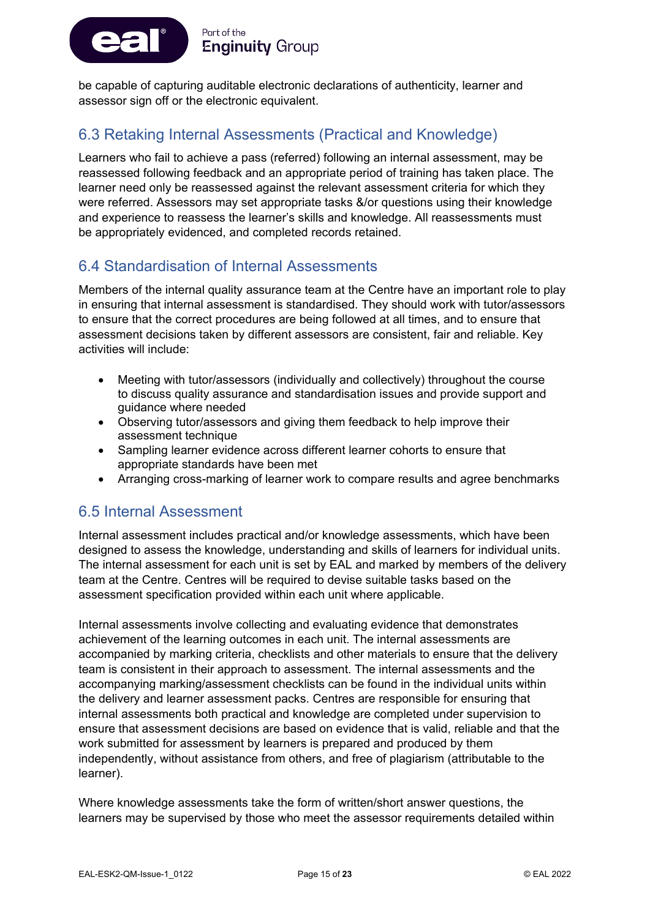be capable of capturing auditable electronic declarations of authenticity, learner and assessor sign off or the electronic equivalent.

## 6.3 Retaking Internal Assessments (Practical and Knowledge)

Learners who fail to achieve a pass (referred) following an internal assessment, may be reassessed following feedback and an appropriate period of training has taken place. The learner need only be reassessed against the relevant assessment criteria for which they were referred. Assessors may set appropriate tasks &/or questions using their knowledge and experience to reassess the learner's skills and knowledge. All reassessments must be appropriately evidenced, and completed records retained.

## 6.4 Standardisation of Internal Assessments

Members of the internal quality assurance team at the Centre have an important role to play in ensuring that internal assessment is standardised. They should work with tutor/assessors to ensure that the correct procedures are being followed at all times, and to ensure that assessment decisions taken by different assessors are consistent, fair and reliable. Key activities will include:

- Meeting with tutor/assessors (individually and collectively) throughout the course to discuss quality assurance and standardisation issues and provide support and guidance where needed
- Observing tutor/assessors and giving them feedback to help improve their assessment technique
- Sampling learner evidence across different learner cohorts to ensure that appropriate standards have been met
- Arranging cross-marking of learner work to compare results and agree benchmarks

## 6.5 Internal Assessment

Internal assessment includes practical and/or knowledge assessments, which have been designed to assess the knowledge, understanding and skills of learners for individual units. The internal assessment for each unit is set by EAL and marked by members of the delivery team at the Centre. Centres will be required to devise suitable tasks based on the assessment specification provided within each unit where applicable.

Internal assessments involve collecting and evaluating evidence that demonstrates achievement of the learning outcomes in each unit. The internal assessments are accompanied by marking criteria, checklists and other materials to ensure that the delivery team is consistent in their approach to assessment. The internal assessments and the accompanying marking/assessment checklists can be found in the individual units within the delivery and learner assessment packs. Centres are responsible for ensuring that internal assessments both practical and knowledge are completed under supervision to ensure that assessment decisions are based on evidence that is valid, reliable and that the work submitted for assessment by learners is prepared and produced by them independently, without assistance from others, and free of plagiarism (attributable to the learner).

Where knowledge assessments take the form of written/short answer questions, the learners may be supervised by those who meet the assessor requirements detailed within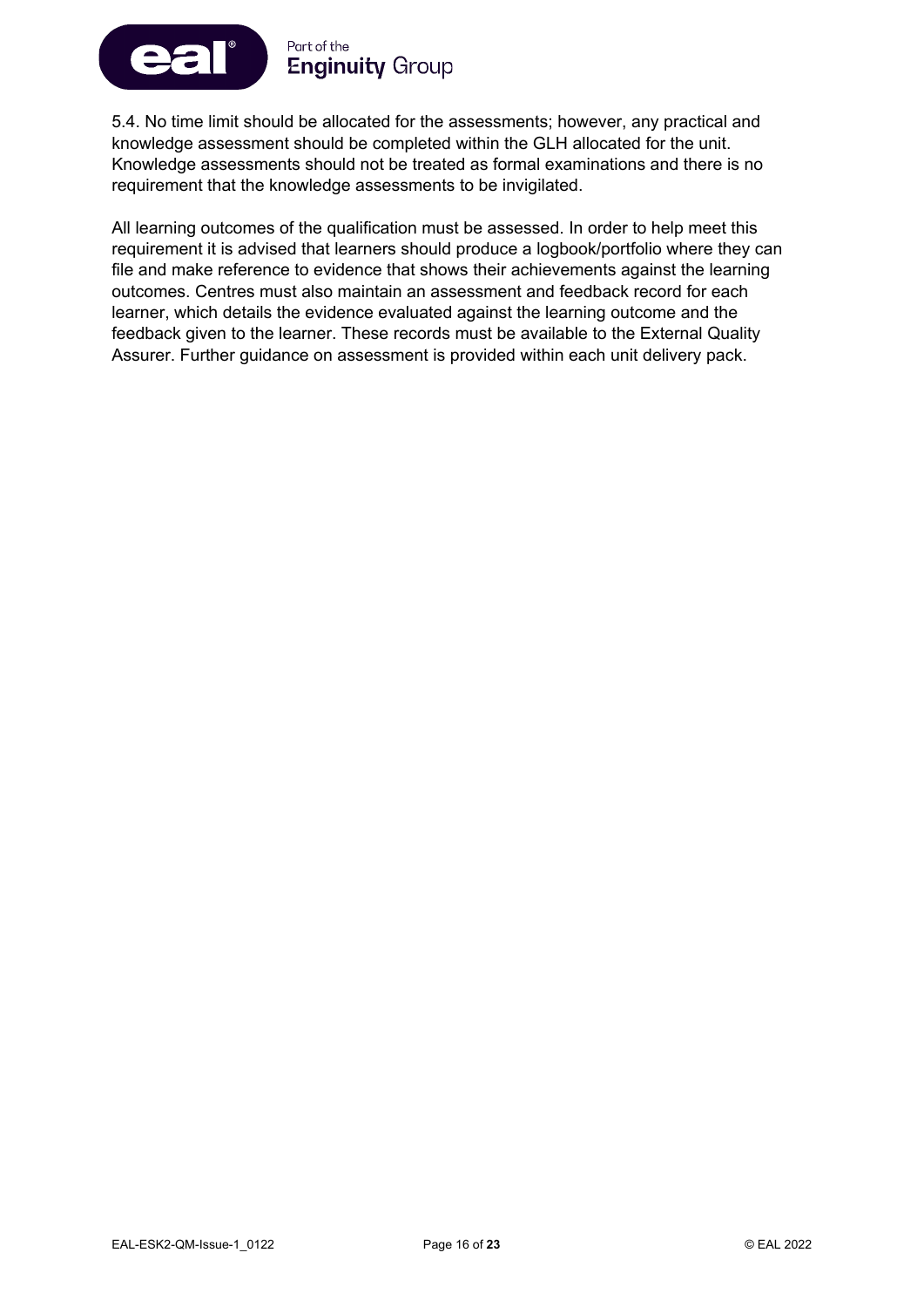5.4. No time limit should be allocated for the assessments; however, any practical and knowledge assessment should be completed within the GLH allocated for the unit. Knowledge assessments should not be treated as formal examinations and there is no requirement that the knowledge assessments to be invigilated.

All learning outcomes of the qualification must be assessed. In order to help meet this requirement it is advised that learners should produce a logbook/portfolio where they can file and make reference to evidence that shows their achievements against the learning outcomes. Centres must also maintain an assessment and feedback record for each learner, which details the evidence evaluated against the learning outcome and the feedback given to the learner. These records must be available to the External Quality Assurer. Further guidance on assessment is provided within each unit delivery pack.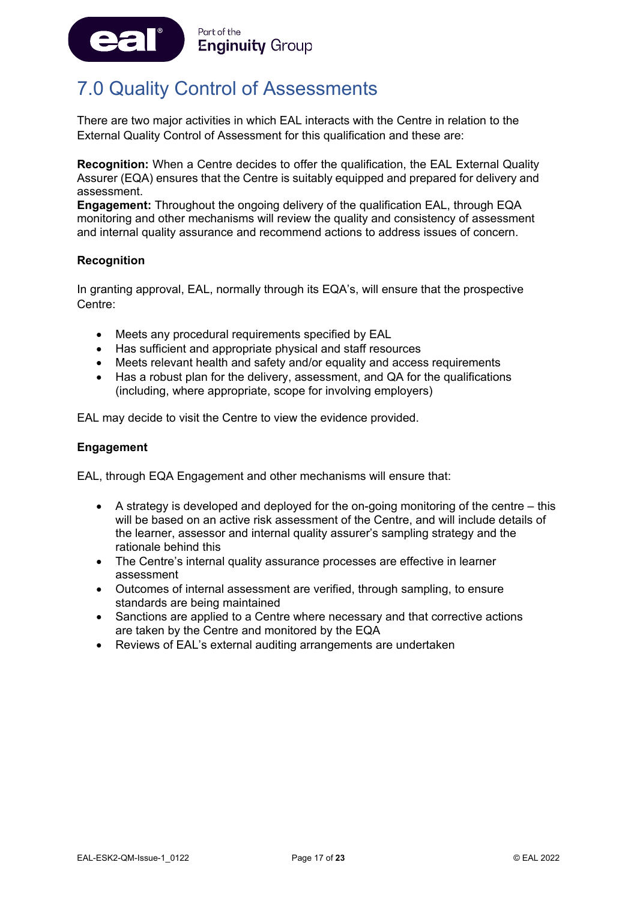# 7.0 Quality Control of Assessments

There are two major activities in which EAL interacts with the Centre in relation to the External Quality Control of Assessment for this qualification and these are:

**Recognition:** When a Centre decides to offer the qualification, the EAL External Quality Assurer (EQA) ensures that the Centre is suitably equipped and prepared for delivery and assessment.
**Engagement:** Throughout the ongoing delivery of the qualification EAL, through EQA monitoring and other mechanisms will review the quality and consistency of assessment and internal quality assurance and recommend actions to address issues of concern.

**Recognition**

In granting approval, EAL, normally through its EQA's, will ensure that the prospective Centre:

- Meets any procedural requirements specified by EAL
- Has sufficient and appropriate physical and staff resources
- Meets relevant health and safety and/or equality and access requirements
- Has a robust plan for the delivery, assessment, and QA for the qualifications (including, where appropriate, scope for involving employers)

EAL may decide to visit the Centre to view the evidence provided.

**Engagement**

EAL, through EQA Engagement and other mechanisms will ensure that:

- A strategy is developed and deployed for the on-going monitoring of the centre – this will be based on an active risk assessment of the Centre, and will include details of the learner, assessor and internal quality assurer's sampling strategy and the rationale behind this
- The Centre's internal quality assurance processes are effective in learner assessment
- Outcomes of internal assessment are verified, through sampling, to ensure standards are being maintained
- Sanctions are applied to a Centre where necessary and that corrective actions are taken by the Centre and monitored by the EQA
- Reviews of EAL's external auditing arrangements are undertaken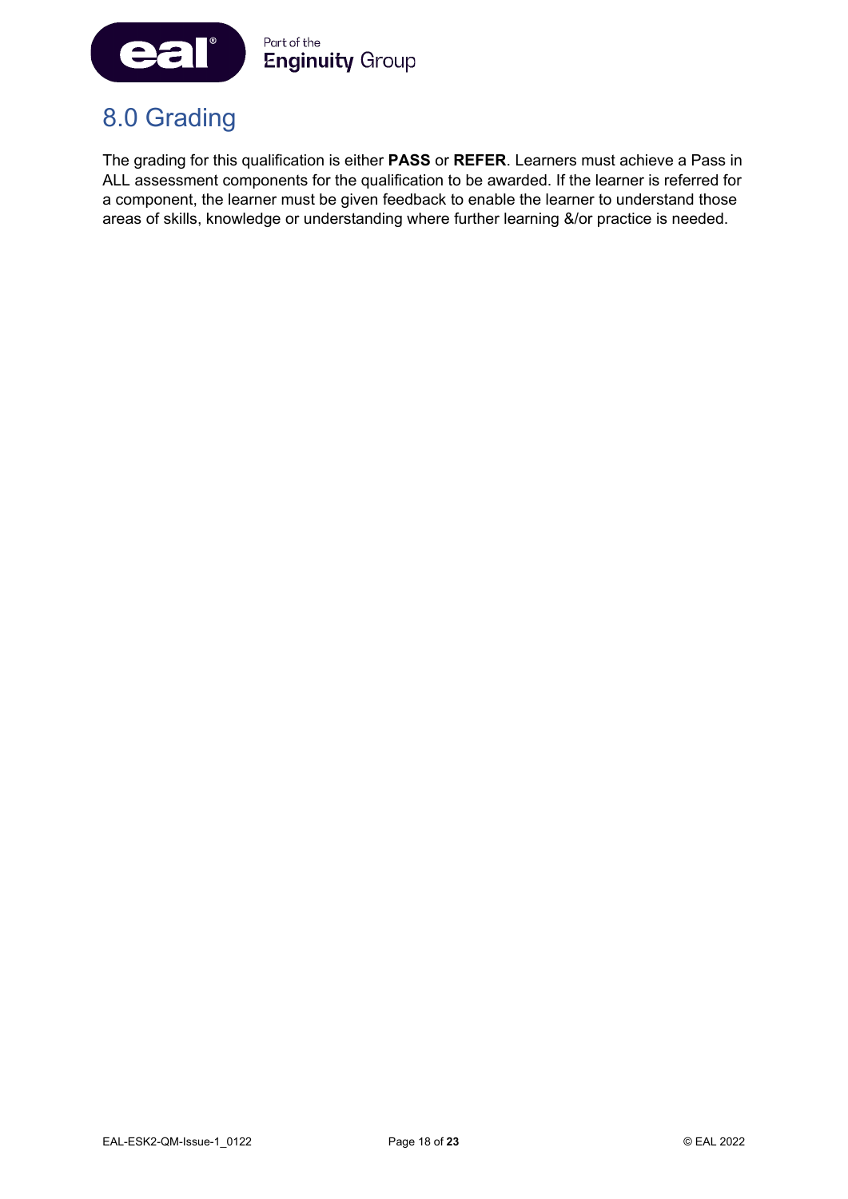# 8.0 Grading

The grading for this qualification is either **PASS** or **REFER**. Learners must achieve a Pass in ALL assessment components for the qualification to be awarded. If the learner is referred for a component, the learner must be given feedback to enable the learner to understand those areas of skills, knowledge or understanding where further learning &/or practice is needed.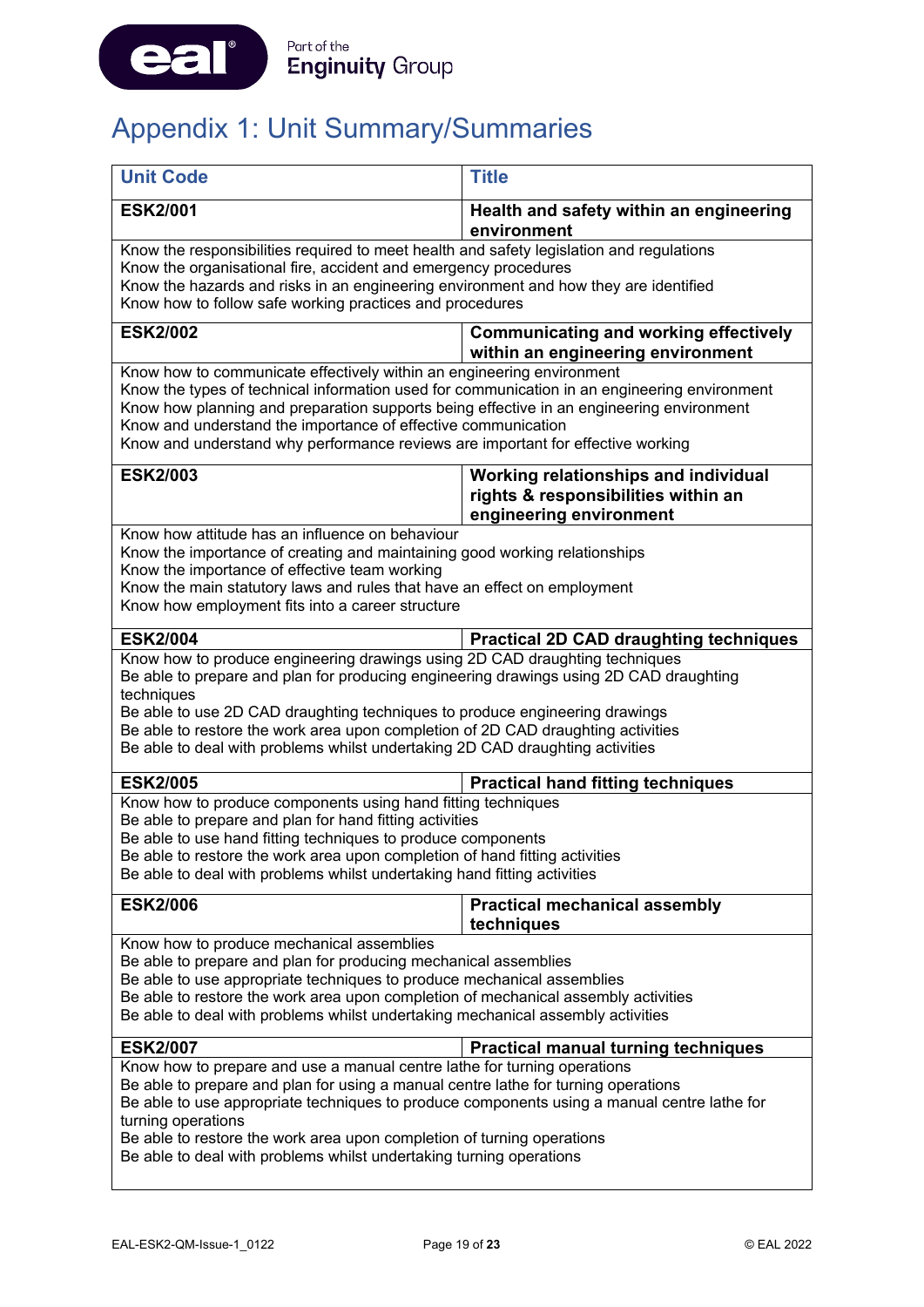# Appendix 1: Unit Summary/Summaries

| Unit Code | Title |
|---|---|
| **ESK2/001** | **Health and safety within an engineering environment** |
| Know the responsibilities required to meet health and safety legislation and regulations<br>Know the organisational fire, accident and emergency procedures<br>Know the hazards and risks in an engineering environment and how they are identified<br>Know how to follow safe working practices and procedures | |
| **ESK2/002** | **Communicating and working effectively within an engineering environment** |
| Know how to communicate effectively within an engineering environment<br>Know the types of technical information used for communication in an engineering environment<br>Know how planning and preparation supports being effective in an engineering environment<br>Know and understand the importance of effective communication<br>Know and understand why performance reviews are important for effective working | |
| **ESK2/003** | **Working relationships and individual rights & responsibilities within an engineering environment** |
| Know how attitude has an influence on behaviour<br>Know the importance of creating and maintaining good working relationships<br>Know the importance of effective team working<br>Know the main statutory laws and rules that have an effect on employment<br>Know how employment fits into a career structure | |
| **ESK2/004** | **Practical 2D CAD draughting techniques** |
| Know how to produce engineering drawings using 2D CAD draughting techniques<br>Be able to prepare and plan for producing engineering drawings using 2D CAD draughting techniques<br>Be able to use 2D CAD draughting techniques to produce engineering drawings<br>Be able to restore the work area upon completion of 2D CAD draughting activities<br>Be able to deal with problems whilst undertaking 2D CAD draughting activities | |
| **ESK2/005** | **Practical hand fitting techniques** |
| Know how to produce components using hand fitting techniques<br>Be able to prepare and plan for hand fitting activities<br>Be able to use hand fitting techniques to produce components<br>Be able to restore the work area upon completion of hand fitting activities<br>Be able to deal with problems whilst undertaking hand fitting activities | |
| **ESK2/006** | **Practical mechanical assembly techniques** |
| Know how to produce mechanical assemblies<br>Be able to prepare and plan for producing mechanical assemblies<br>Be able to use appropriate techniques to produce mechanical assemblies<br>Be able to restore the work area upon completion of mechanical assembly activities<br>Be able to deal with problems whilst undertaking mechanical assembly activities | |
| **ESK2/007** | **Practical manual turning techniques** |
| Know how to prepare and use a manual centre lathe for turning operations<br>Be able to prepare and plan for using a manual centre lathe for turning operations<br>Be able to use appropriate techniques to produce components using a manual centre lathe for turning operations<br>Be able to restore the work area upon completion of turning operations<br>Be able to deal with problems whilst undertaking turning operations | |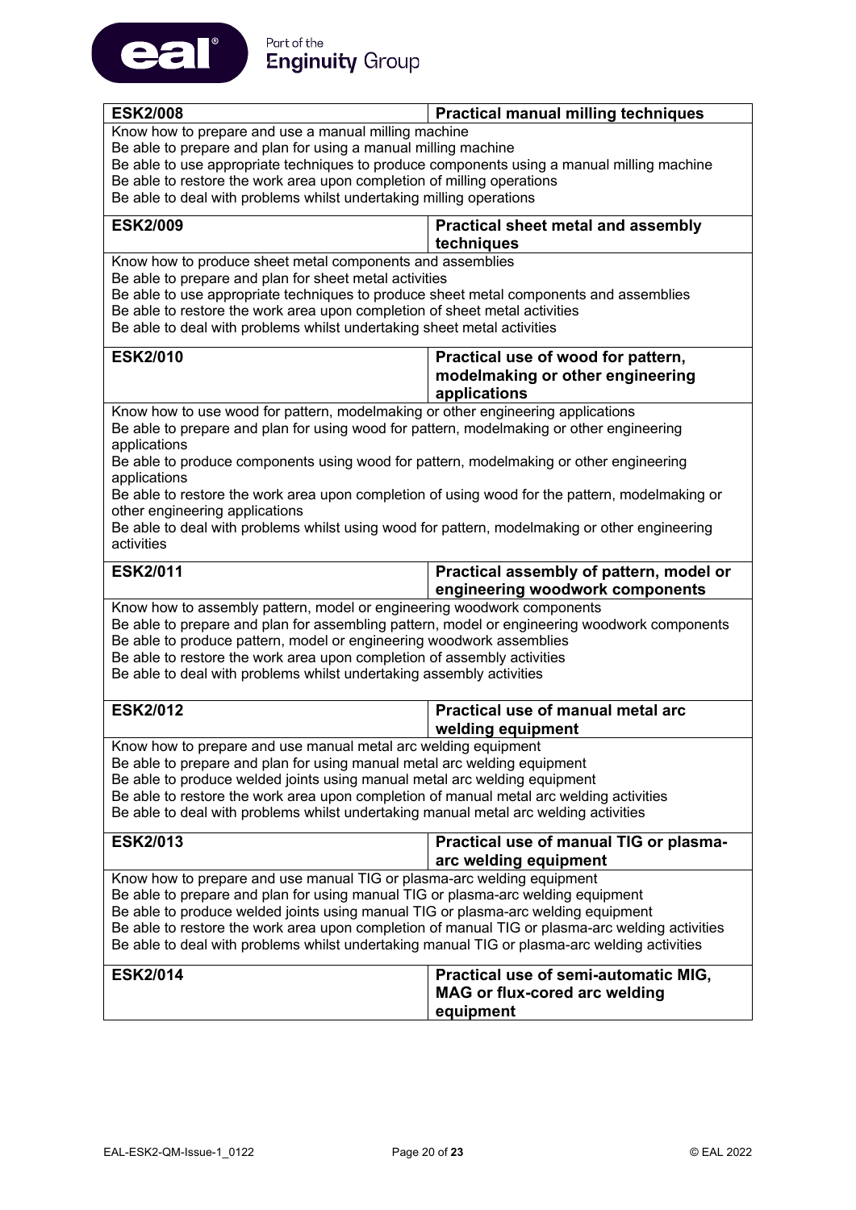| ESK2/008 | Practical manual milling techniques |
|---|---|
| Know how to prepare and use a manual milling machine<br>Be able to prepare and plan for using a manual milling machine<br>Be able to use appropriate techniques to produce components using a manual milling machine<br>Be able to restore the work area upon completion of milling operations<br>Be able to deal with problems whilst undertaking milling operations | |

| ESK2/009 | Practical sheet metal and assembly techniques |
|---|---|
| Know how to produce sheet metal components and assemblies<br>Be able to prepare and plan for sheet metal activities<br>Be able to use appropriate techniques to produce sheet metal components and assemblies<br>Be able to restore the work area upon completion of sheet metal activities<br>Be able to deal with problems whilst undertaking sheet metal activities | |

| ESK2/010 | Practical use of wood for pattern, modelmaking or other engineering applications |
|---|---|
| Know how to use wood for pattern, modelmaking or other engineering applications<br>Be able to prepare and plan for using wood for pattern, modelmaking or other engineering applications<br>Be able to produce components using wood for pattern, modelmaking or other engineering applications<br>Be able to restore the work area upon completion of using wood for the pattern, modelmaking or other engineering applications<br>Be able to deal with problems whilst using wood for pattern, modelmaking or other engineering activities | |

| ESK2/011 | Practical assembly of pattern, model or engineering woodwork components |
|---|---|
| Know how to assembly pattern, model or engineering woodwork components<br>Be able to prepare and plan for assembling pattern, model or engineering woodwork components<br>Be able to produce pattern, model or engineering woodwork assemblies<br>Be able to restore the work area upon completion of assembly activities<br>Be able to deal with problems whilst undertaking assembly activities | |

| ESK2/012 | Practical use of manual metal arc welding equipment |
|---|---|
| Know how to prepare and use manual metal arc welding equipment<br>Be able to prepare and plan for using manual metal arc welding equipment<br>Be able to produce welded joints using manual metal arc welding equipment<br>Be able to restore the work area upon completion of manual metal arc welding activities<br>Be able to deal with problems whilst undertaking manual metal arc welding activities | |

| ESK2/013 | Practical use of manual TIG or plasma-arc welding equipment |
|---|---|
| Know how to prepare and use manual TIG or plasma-arc welding equipment<br>Be able to prepare and plan for using manual TIG or plasma-arc welding equipment<br>Be able to produce welded joints using manual TIG or plasma-arc welding equipment<br>Be able to restore the work area upon completion of manual TIG or plasma-arc welding activities<br>Be able to deal with problems whilst undertaking manual TIG or plasma-arc welding activities | |

| ESK2/014 | Practical use of semi-automatic MIG, MAG or flux-cored arc welding equipment |
|---|---|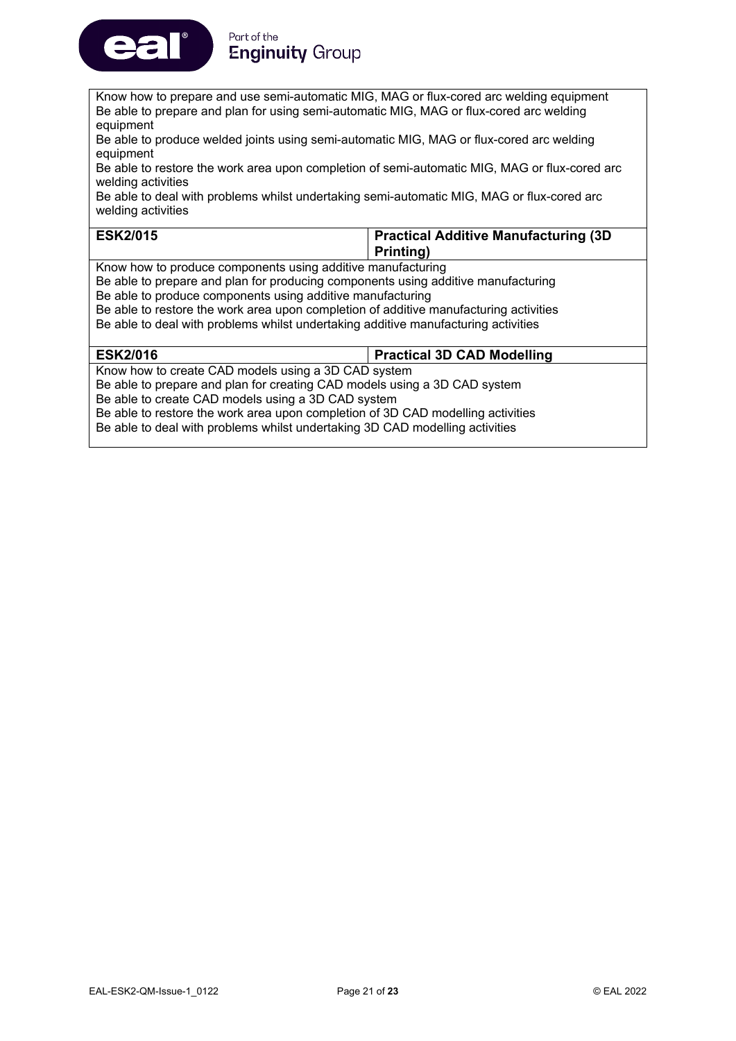| | |
|---|---|
| Know how to prepare and use semi-automatic MIG, MAG or flux-cored arc welding equipment<br>Be able to prepare and plan for using semi-automatic MIG, MAG or flux-cored arc welding equipment<br>Be able to produce welded joints using semi-automatic MIG, MAG or flux-cored arc welding equipment<br>Be able to restore the work area upon completion of semi-automatic MIG, MAG or flux-cored arc welding activities<br>Be able to deal with problems whilst undertaking semi-automatic MIG, MAG or flux-cored arc welding activities | |
| **ESK2/015** | **Practical Additive Manufacturing (3D Printing)** |
| Know how to produce components using additive manufacturing<br>Be able to prepare and plan for producing components using additive manufacturing<br>Be able to produce components using additive manufacturing<br>Be able to restore the work area upon completion of additive manufacturing activities<br>Be able to deal with problems whilst undertaking additive manufacturing activities | |
| **ESK2/016** | **Practical 3D CAD Modelling** |
| Know how to create CAD models using a 3D CAD system<br>Be able to prepare and plan for creating CAD models using a 3D CAD system<br>Be able to create CAD models using a 3D CAD system<br>Be able to restore the work area upon completion of 3D CAD modelling activities<br>Be able to deal with problems whilst undertaking 3D CAD modelling activities | |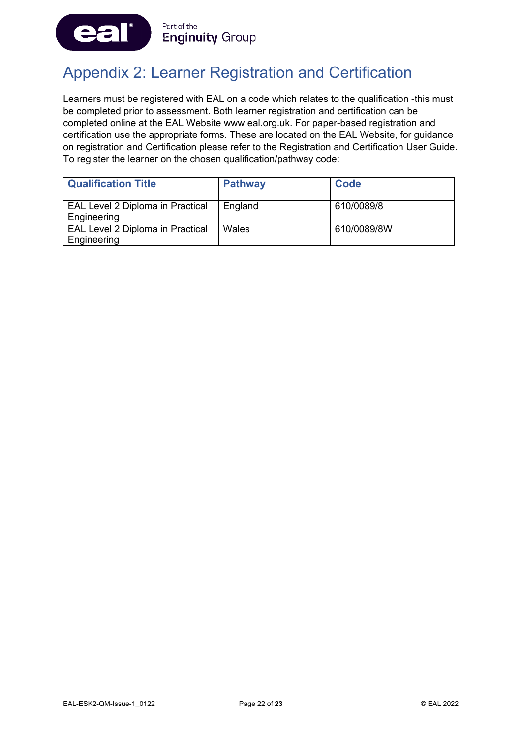# Appendix 2: Learner Registration and Certification

Learners must be registered with EAL on a code which relates to the qualification -this must be completed prior to assessment. Both learner registration and certification can be completed online at the EAL Website www.eal.org.uk. For paper-based registration and certification use the appropriate forms. These are located on the EAL Website, for guidance on registration and Certification please refer to the Registration and Certification User Guide. To register the learner on the chosen qualification/pathway code:

| Qualification Title | Pathway | Code |
|---|---|---|
| EAL Level 2 Diploma in Practical Engineering | England | 610/0089/8 |
| EAL Level 2 Diploma in Practical Engineering | Wales | 610/0089/8W |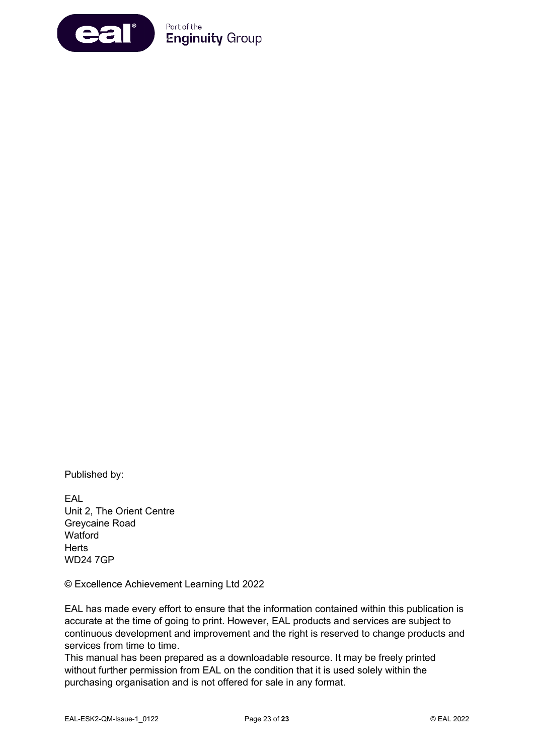Published by:

EAL
Unit 2, The Orient Centre
Greycaine Road
Watford
Herts
WD24 7GP

© Excellence Achievement Learning Ltd 2022

EAL has made every effort to ensure that the information contained within this publication is accurate at the time of going to print. However, EAL products and services are subject to continuous development and improvement and the right is reserved to change products and services from time to time.
This manual has been prepared as a downloadable resource. It may be freely printed without further permission from EAL on the condition that it is used solely within the purchasing organisation and is not offered for sale in any format.